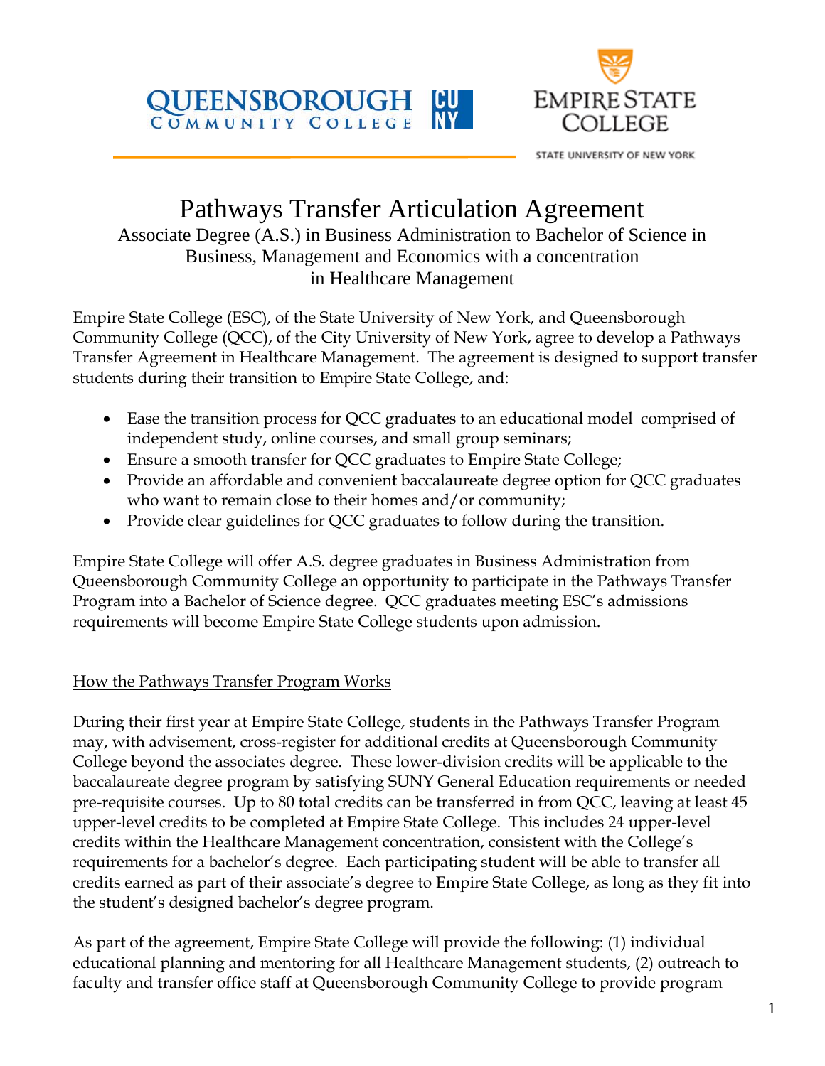QUEENSBOROUGH COMMUNITY COLLEGE CUNY

EMPIRE STATE COLLEGE
STATE UNIVERSITY OF NEW YORK

# Pathways Transfer Articulation Agreement

Associate Degree (A.S.) in Business Administration to Bachelor of Science in Business, Management and Economics with a concentration in Healthcare Management

Empire State College (ESC), of the State University of New York, and Queensborough Community College (QCC), of the City University of New York, agree to develop a Pathways Transfer Agreement in Healthcare Management. The agreement is designed to support transfer students during their transition to Empire State College, and:

- Ease the transition process for QCC graduates to an educational model comprised of independent study, online courses, and small group seminars;
- Ensure a smooth transfer for QCC graduates to Empire State College;
- Provide an affordable and convenient baccalaureate degree option for QCC graduates who want to remain close to their homes and/or community;
- Provide clear guidelines for QCC graduates to follow during the transition.

Empire State College will offer A.S. degree graduates in Business Administration from Queensborough Community College an opportunity to participate in the Pathways Transfer Program into a Bachelor of Science degree. QCC graduates meeting ESC's admissions requirements will become Empire State College students upon admission.

## How the Pathways Transfer Program Works

During their first year at Empire State College, students in the Pathways Transfer Program may, with advisement, cross-register for additional credits at Queensborough Community College beyond the associates degree. These lower-division credits will be applicable to the baccalaureate degree program by satisfying SUNY General Education requirements or needed pre-requisite courses. Up to 80 total credits can be transferred in from QCC, leaving at least 45 upper-level credits to be completed at Empire State College. This includes 24 upper-level credits within the Healthcare Management concentration, consistent with the College's requirements for a bachelor's degree. Each participating student will be able to transfer all credits earned as part of their associate's degree to Empire State College, as long as they fit into the student's designed bachelor's degree program.

As part of the agreement, Empire State College will provide the following: (1) individual educational planning and mentoring for all Healthcare Management students, (2) outreach to faculty and transfer office staff at Queensborough Community College to provide program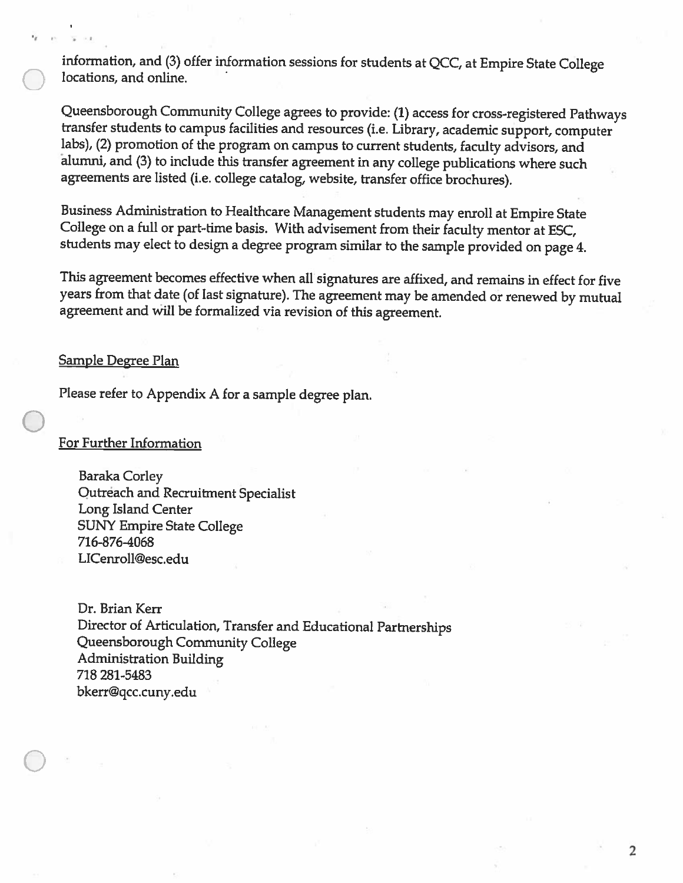information, and (3) offer information sessions for students at QCC, at Empire State College locations, and online.

Queensborough Community College agrees to provide: (1) access for cross-registered Pathways transfer students to campus facilities and resources (i.e. Library, academic support, computer labs), (2) promotion of the program on campus to current students, faculty advisors, and alumni, and (3) to include this transfer agreement in any college publications where such agreements are listed (i.e. college catalog, website, transfer office brochures).

Business Administration to Healthcare Management students may enroll at Empire State College on a full or part-time basis. With advisement from their faculty mentor at ESC, students may elect to design a degree program similar to the sample provided on page 4.

This agreement becomes effective when all signatures are affixed, and remains in effect for five years from that date (of last signature). The agreement may be amended or renewed by mutual agreement and will be formalized via revision of this agreement.

## Sample Degree Plan

Please refer to Appendix A for a sample degree plan.

## For Further Information

Baraka Corley
Outreach and Recruitment Specialist
Long Island Center
SUNY Empire State College
716-876-4068
LICenroll@esc.edu

Dr. Brian Kerr
Director of Articulation, Transfer and Educational Partnerships
Queensborough Community College
Administration Building
718 281-5483
bkerr@qcc.cuny.edu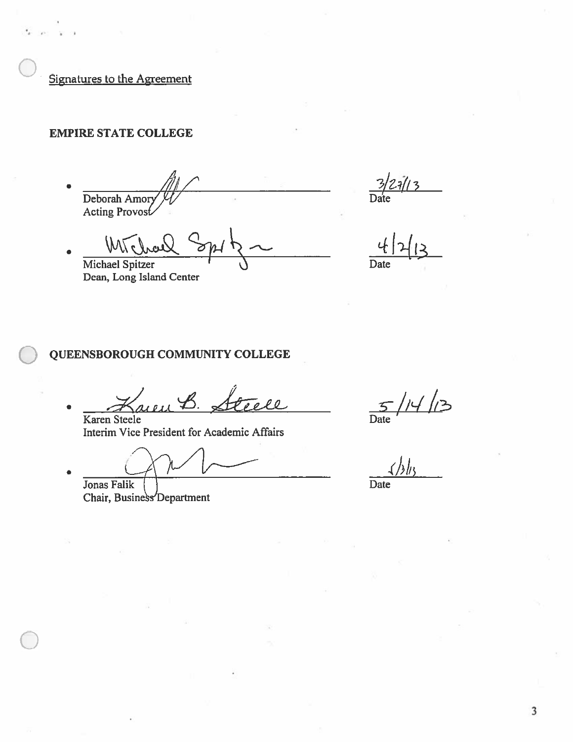Signatures to the Agreement

**EMPIRE STATE COLLEGE**

- Deborah Amory
  Acting Provost
  Date: 3/27/13

- Michael Spitzer
  Dean, Long Island Center
  Date: 4/2/13

**QUEENSBOROUGH COMMUNITY COLLEGE**

- Karen Steele
  Interim Vice President for Academic Affairs
  Date: 5/14/13

- Jonas Falik
  Chair, Business Department
  Date: 5/3/13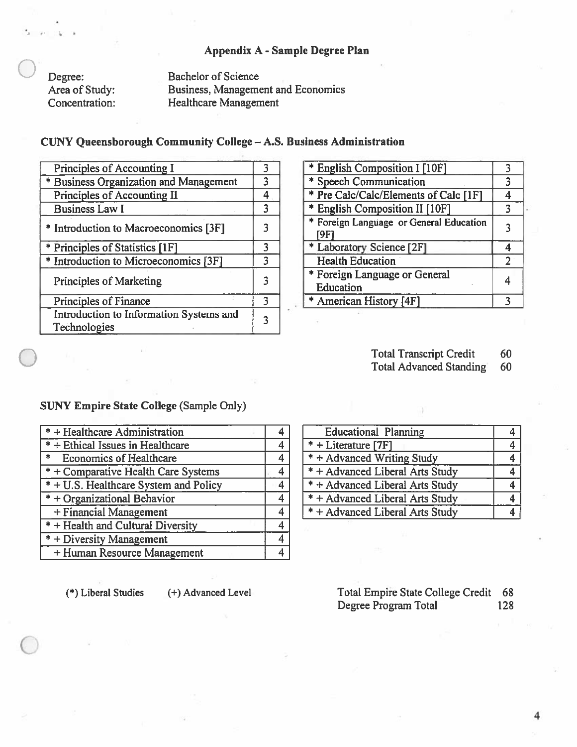## Appendix A - Sample Degree Plan

Degree: Bachelor of Science
Area of Study: Business, Management and Economics
Concentration: Healthcare Management

### CUNY Queensborough Community College – A.S. Business Administration

| Course | Credits |
|---|---|
| Principles of Accounting I | 3 |
| * Business Organization and Management | 3 |
| Principles of Accounting II | 4 |
| Business Law I | 3 |
| * Introduction to Macroeconomics [3F] | 3 |
| * Principles of Statistics [1F] | 3 |
| * Introduction to Microeconomics [3F] | 3 |
| Principles of Marketing | 3 |
| Principles of Finance | 3 |
| Introduction to Information Systems and Technologies | 3 |

| Course | Credits |
|---|---|
| * English Composition I [10F] | 3 |
| * Speech Communication | 3 |
| * Pre Calc/Calc/Elements of Calc [1F] | 4 |
| * English Composition II [10F] | 3 |
| * Foreign Language or General Education [9F] | 3 |
| * Laboratory Science [2F] | 4 |
| Health Education | 2 |
| * Foreign Language or General Education | 4 |
| * American History [4F] | 3 |

Total Transcript Credit 60
Total Advanced Standing 60

### SUNY Empire State College (Sample Only)

| Course | Credits |
|---|---|
| * + Healthcare Administration | 4 |
| * + Ethical Issues in Healthcare | 4 |
| * Economics of Healthcare | 4 |
| * + Comparative Health Care Systems | 4 |
| * + U.S. Healthcare System and Policy | 4 |
| * + Organizational Behavior | 4 |
| + Financial Management | 4 |
| * + Health and Cultural Diversity | 4 |
| * + Diversity Management | 4 |
| + Human Resource Management | 4 |

| Course | Credits |
|---|---|
| Educational Planning | 4 |
| * + Literature [7F] | 4 |
| * + Advanced Writing Study | 4 |
| * + Advanced Liberal Arts Study | 4 |
| * + Advanced Liberal Arts Study | 4 |
| * + Advanced Liberal Arts Study | 4 |
| * + Advanced Liberal Arts Study | 4 |

(*) Liberal Studies (+) Advanced Level

Total Empire State College Credit 68
Degree Program Total 128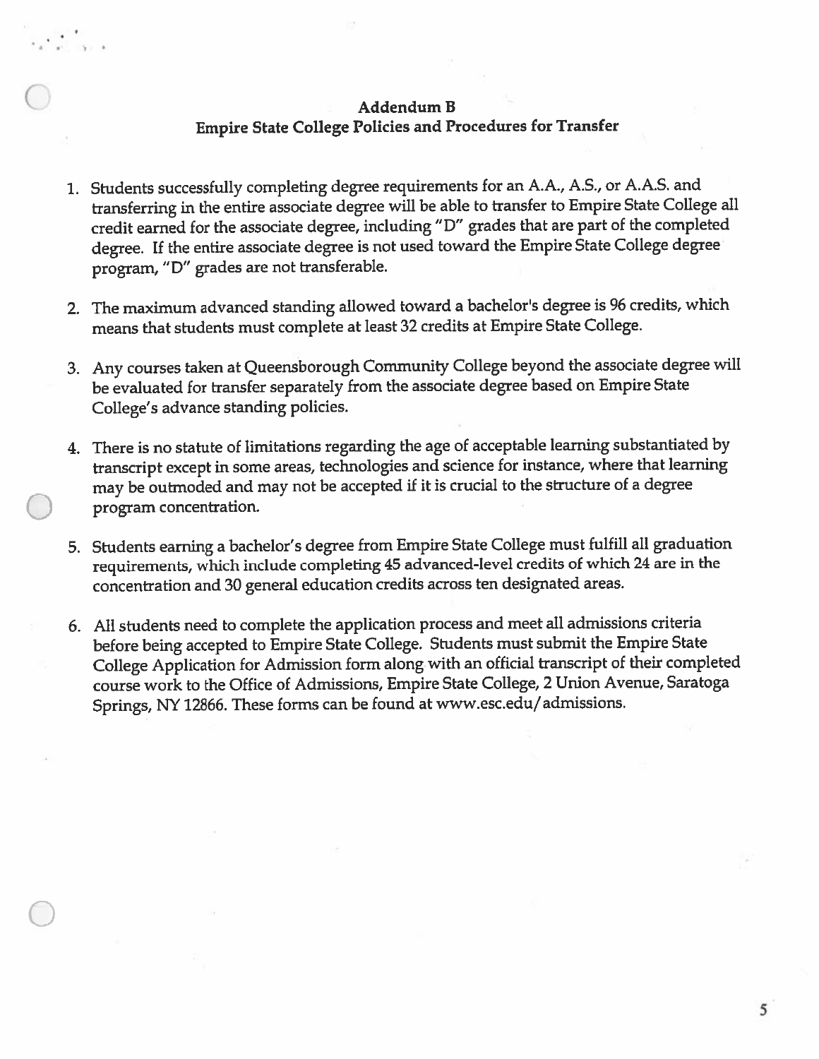## Addendum B
## Empire State College Policies and Procedures for Transfer

1. Students successfully completing degree requirements for an A.A., A.S., or A.A.S. and transferring in the entire associate degree will be able to transfer to Empire State College all credit earned for the associate degree, including "D" grades that are part of the completed degree. If the entire associate degree is not used toward the Empire State College degree program, "D" grades are not transferable.

2. The maximum advanced standing allowed toward a bachelor's degree is 96 credits, which means that students must complete at least 32 credits at Empire State College.

3. Any courses taken at Queensborough Community College beyond the associate degree will be evaluated for transfer separately from the associate degree based on Empire State College's advance standing policies.

4. There is no statute of limitations regarding the age of acceptable learning substantiated by transcript except in some areas, technologies and science for instance, where that learning may be outmoded and may not be accepted if it is crucial to the structure of a degree program concentration.

5. Students earning a bachelor's degree from Empire State College must fulfill all graduation requirements, which include completing 45 advanced-level credits of which 24 are in the concentration and 30 general education credits across ten designated areas.

6. All students need to complete the application process and meet all admissions criteria before being accepted to Empire State College. Students must submit the Empire State College Application for Admission form along with an official transcript of their completed course work to the Office of Admissions, Empire State College, 2 Union Avenue, Saratoga Springs, NY 12866. These forms can be found at www.esc.edu/admissions.